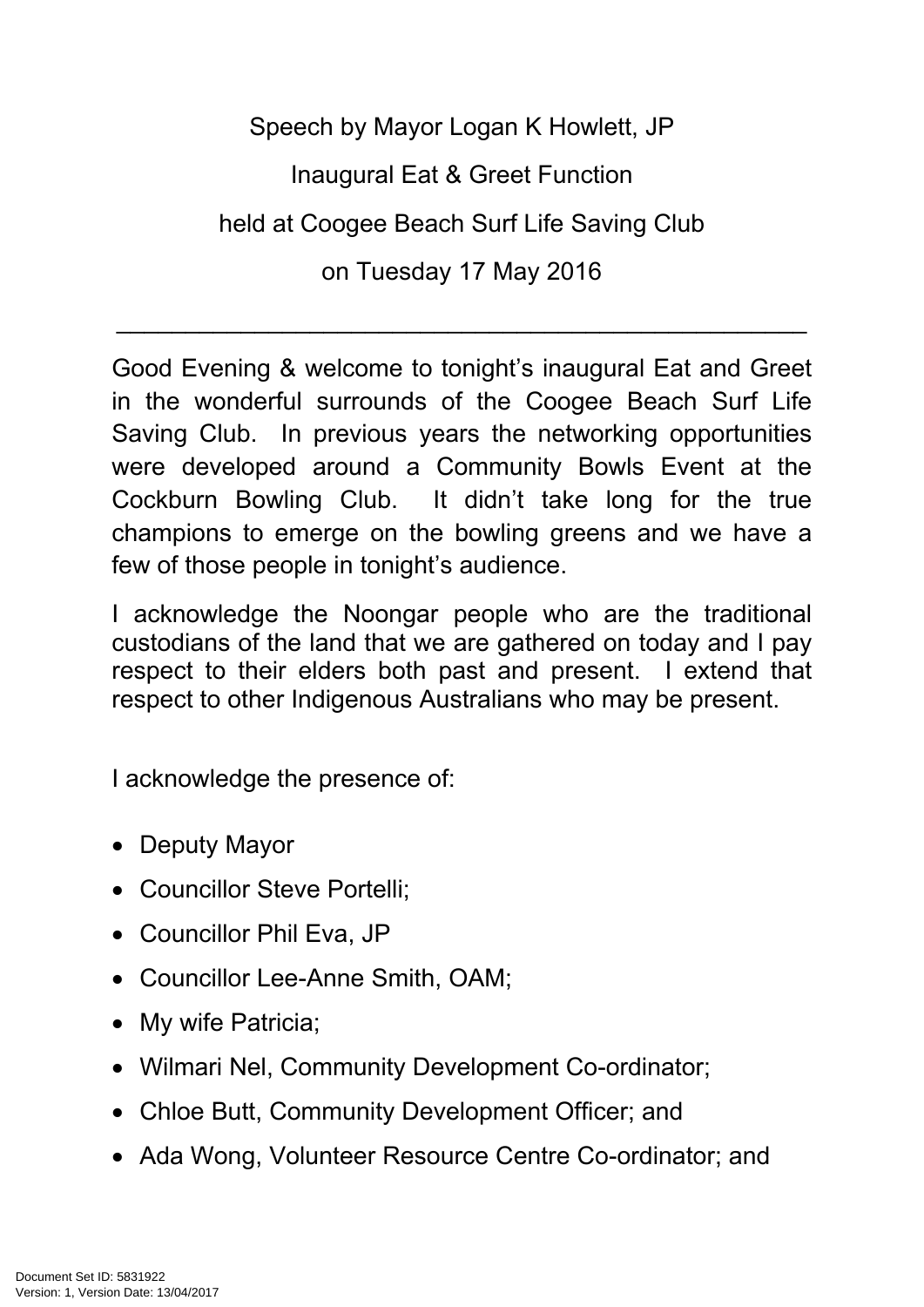Speech by Mayor Logan K Howlett, JP

Inaugural Eat & Greet Function

held at Coogee Beach Surf Life Saving Club

on Tuesday 17 May 2016

---

Good Evening & welcome to tonight's inaugural Eat and Greet in the wonderful surrounds of the Coogee Beach Surf Life Saving Club. In previous years the networking opportunities were developed around a Community Bowls Event at the Cockburn Bowling Club. It didn't take long for the true champions to emerge on the bowling greens and we have a few of those people in tonight's audience.

I acknowledge the Noongar people who are the traditional custodians of the land that we are gathered on today and I pay respect to their elders both past and present. I extend that respect to other Indigenous Australians who may be present.

I acknowledge the presence of:

- Deputy Mayor
- Councillor Steve Portelli;
- Councillor Phil Eva, JP
- Councillor Lee-Anne Smith, OAM;
- My wife Patricia;
- Wilmari Nel, Community Development Co-ordinator;
- Chloe Butt, Community Development Officer; and
- Ada Wong, Volunteer Resource Centre Co-ordinator; and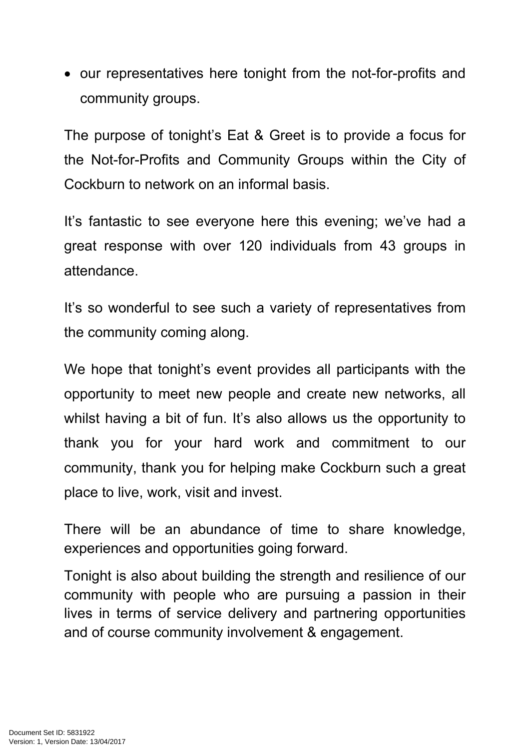- our representatives here tonight from the not-for-profits and community groups.

The purpose of tonight's Eat & Greet is to provide a focus for the Not-for-Profits and Community Groups within the City of Cockburn to network on an informal basis.

It's fantastic to see everyone here this evening; we've had a great response with over 120 individuals from 43 groups in attendance.

It's so wonderful to see such a variety of representatives from the community coming along.

We hope that tonight's event provides all participants with the opportunity to meet new people and create new networks, all whilst having a bit of fun. It's also allows us the opportunity to thank you for your hard work and commitment to our community, thank you for helping make Cockburn such a great place to live, work, visit and invest.

There will be an abundance of time to share knowledge, experiences and opportunities going forward.

Tonight is also about building the strength and resilience of our community with people who are pursuing a passion in their lives in terms of service delivery and partnering opportunities and of course community involvement & engagement.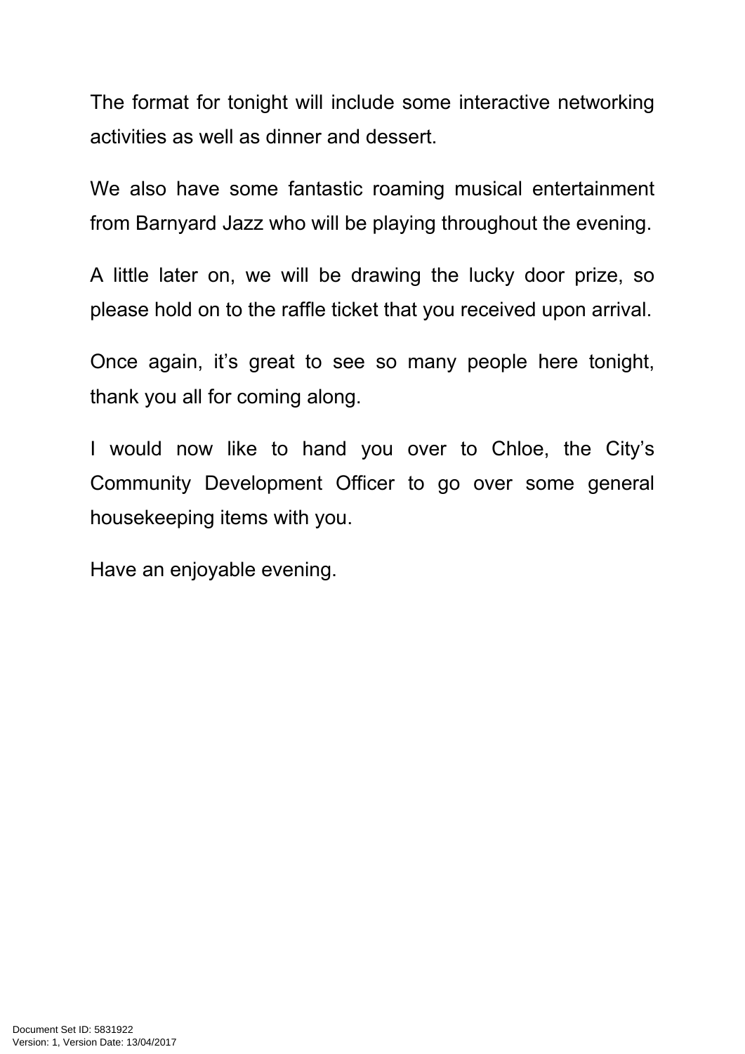The format for tonight will include some interactive networking activities as well as dinner and dessert.

We also have some fantastic roaming musical entertainment from Barnyard Jazz who will be playing throughout the evening.

A little later on, we will be drawing the lucky door prize, so please hold on to the raffle ticket that you received upon arrival.

Once again, it's great to see so many people here tonight, thank you all for coming along.

I would now like to hand you over to Chloe, the City's Community Development Officer to go over some general housekeeping items with you.

Have an enjoyable evening.